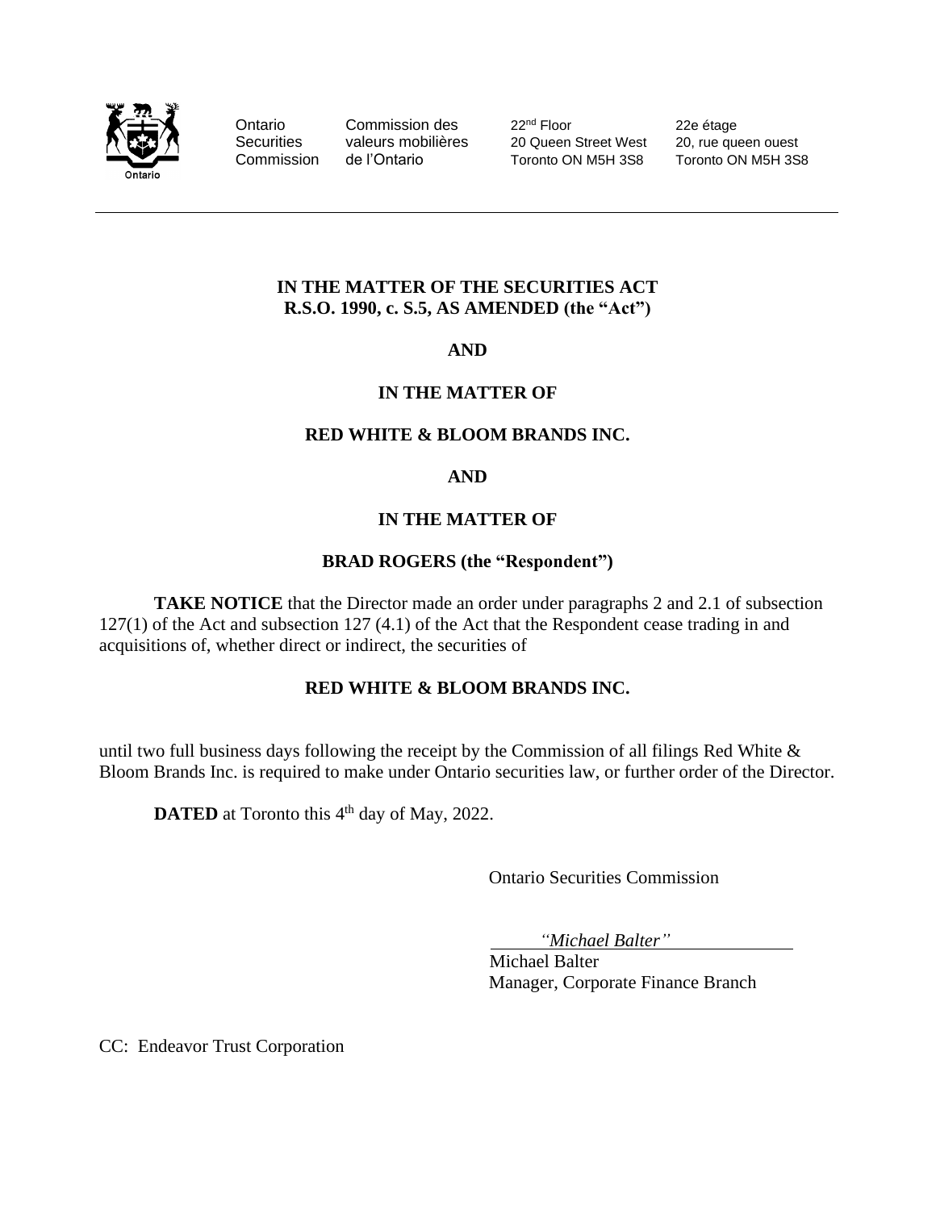Ontario Securities Commission | Commission des valeurs mobilières de l'Ontario

22nd Floor
20 Queen Street West
Toronto ON M5H 3S8

22e étage
20, rue queen ouest
Toronto ON M5H 3S8

---

**IN THE MATTER OF THE SECURITIES ACT**
**R.S.O. 1990, c. S.5, AS AMENDED (the "Act")**

**AND**

**IN THE MATTER OF**

**RED WHITE & BLOOM BRANDS INC.**

**AND**

**IN THE MATTER OF**

**BRAD ROGERS (the "Respondent")**

**TAKE NOTICE** that the Director made an order under paragraphs 2 and 2.1 of subsection 127(1) of the Act and subsection 127 (4.1) of the Act that the Respondent cease trading in and acquisitions of, whether direct or indirect, the securities of

**RED WHITE & BLOOM BRANDS INC.**

until two full business days following the receipt by the Commission of all filings Red White & Bloom Brands Inc. is required to make under Ontario securities law, or further order of the Director.

**DATED** at Toronto this 4th day of May, 2022.

Ontario Securities Commission

*"Michael Balter"*
Michael Balter
Manager, Corporate Finance Branch

CC: Endeavor Trust Corporation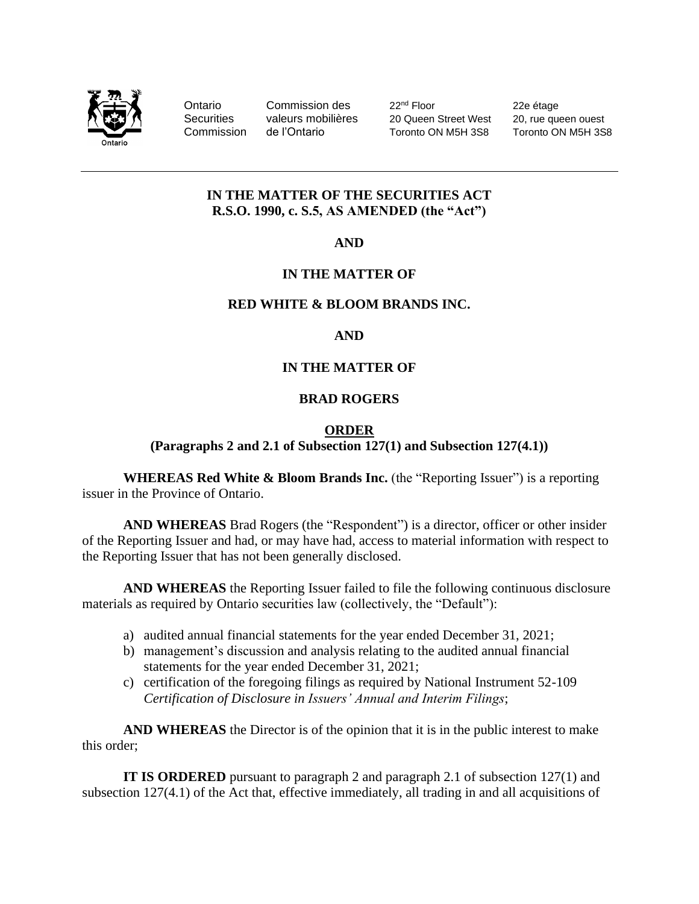Ontario Securities Commission | Commission des valeurs mobilières de l'Ontario | 22nd Floor 20 Queen Street West Toronto ON M5H 3S8 | 22e étage 20, rue queen ouest Toronto ON M5H 3S8

**IN THE MATTER OF THE SECURITIES ACT**
**R.S.O. 1990, c. S.5, AS AMENDED (the "Act")**

**AND**

**IN THE MATTER OF**

**RED WHITE & BLOOM BRANDS INC.**

**AND**

**IN THE MATTER OF**

**BRAD ROGERS**

**ORDER**
**(Paragraphs 2 and 2.1 of Subsection 127(1) and Subsection 127(4.1))**

**WHEREAS Red White & Bloom Brands Inc.** (the "Reporting Issuer") is a reporting issuer in the Province of Ontario.

**AND WHEREAS** Brad Rogers (the "Respondent") is a director, officer or other insider of the Reporting Issuer and had, or may have had, access to material information with respect to the Reporting Issuer that has not been generally disclosed.

**AND WHEREAS** the Reporting Issuer failed to file the following continuous disclosure materials as required by Ontario securities law (collectively, the "Default"):

a) audited annual financial statements for the year ended December 31, 2021;
b) management's discussion and analysis relating to the audited annual financial statements for the year ended December 31, 2021;
c) certification of the foregoing filings as required by National Instrument 52-109 *Certification of Disclosure in Issuers' Annual and Interim Filings*;

**AND WHEREAS** the Director is of the opinion that it is in the public interest to make this order;

**IT IS ORDERED** pursuant to paragraph 2 and paragraph 2.1 of subsection 127(1) and subsection 127(4.1) of the Act that, effective immediately, all trading in and all acquisitions of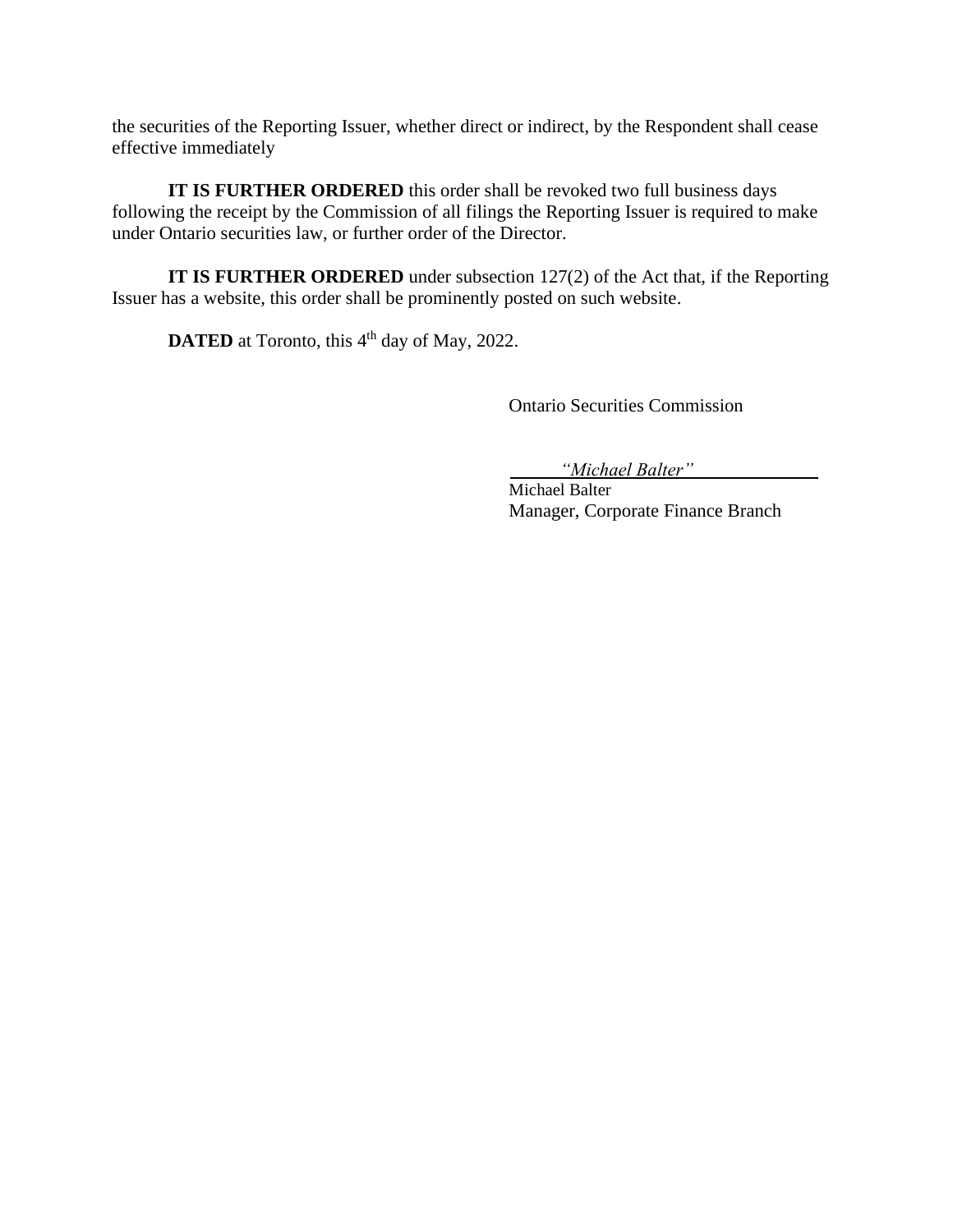the securities of the Reporting Issuer, whether direct or indirect, by the Respondent shall cease effective immediately

**IT IS FURTHER ORDERED** this order shall be revoked two full business days following the receipt by the Commission of all filings the Reporting Issuer is required to make under Ontario securities law, or further order of the Director.

**IT IS FURTHER ORDERED** under subsection 127(2) of the Act that, if the Reporting Issuer has a website, this order shall be prominently posted on such website.

**DATED** at Toronto, this 4th day of May, 2022.

Ontario Securities Commission

*"Michael Balter"*
Michael Balter
Manager, Corporate Finance Branch